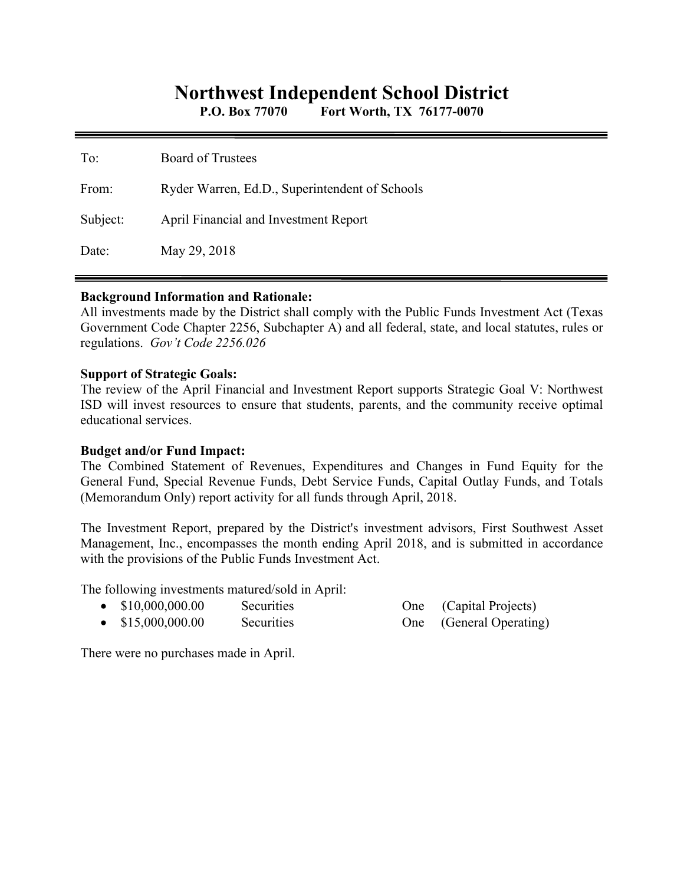# Northwest Independent School District

**P.O. Box 77070 Fort Worth, TX 76177-0070**

| | |
|---|---|
| To: | Board of Trustees |
| From: | Ryder Warren, Ed.D., Superintendent of Schools |
| Subject: | April Financial and Investment Report |
| Date: | May 29, 2018 |

**Background Information and Rationale:**
All investments made by the District shall comply with the Public Funds Investment Act (Texas Government Code Chapter 2256, Subchapter A) and all federal, state, and local statutes, rules or regulations. *Gov't Code 2256.026*

**Support of Strategic Goals:**
The review of the April Financial and Investment Report supports Strategic Goal V: Northwest ISD will invest resources to ensure that students, parents, and the community receive optimal educational services.

**Budget and/or Fund Impact:**
The Combined Statement of Revenues, Expenditures and Changes in Fund Equity for the General Fund, Special Revenue Funds, Debt Service Funds, Capital Outlay Funds, and Totals (Memorandum Only) report activity for all funds through April, 2018.

The Investment Report, prepared by the District's investment advisors, First Southwest Asset Management, Inc., encompasses the month ending April 2018, and is submitted in accordance with the provisions of the Public Funds Investment Act.

The following investments matured/sold in April:

- $10,000,000.00 Securities One (Capital Projects)
- $15,000,000.00 Securities One (General Operating)

There were no purchases made in April.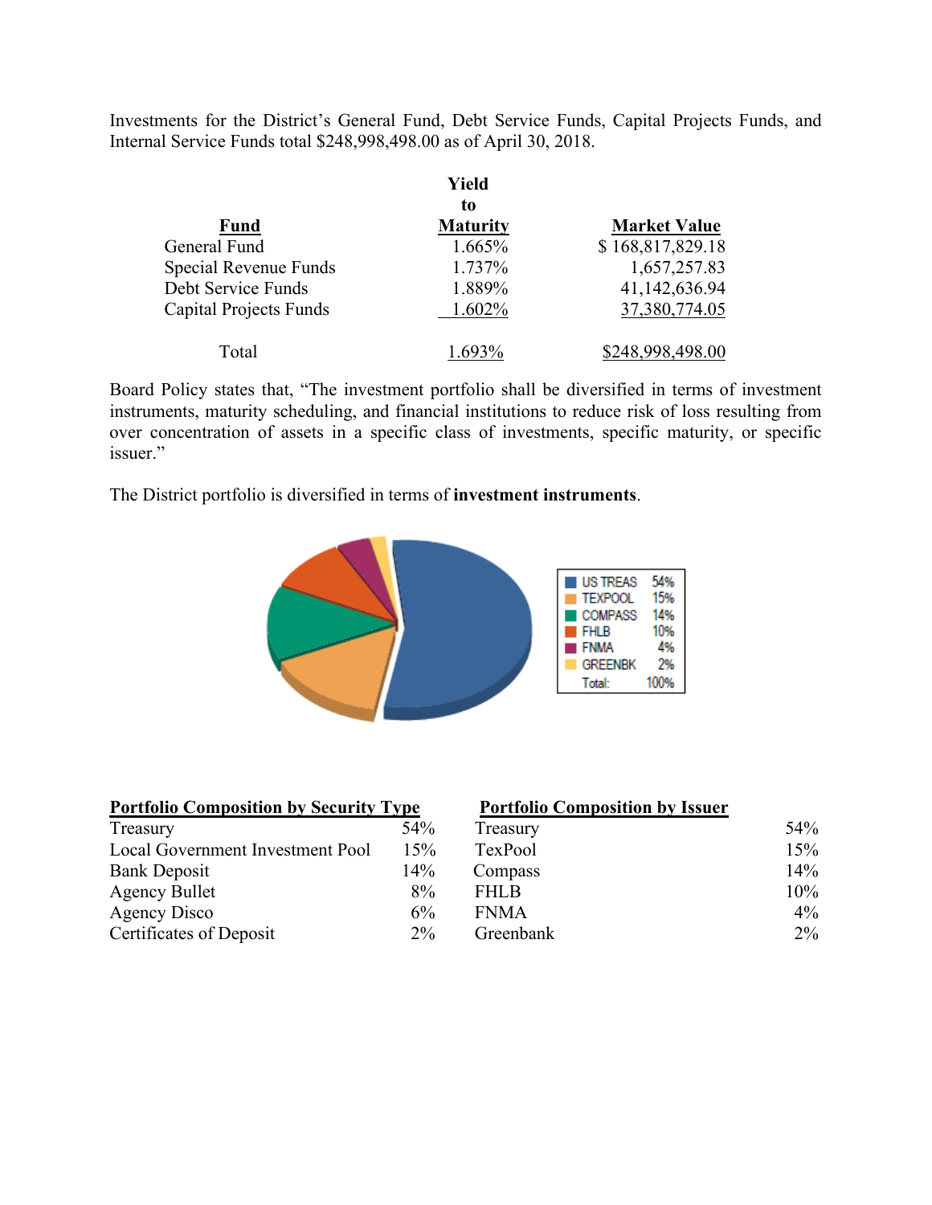Investments for the District's General Fund, Debt Service Funds, Capital Projects Funds, and Internal Service Funds total $248,998,498.00 as of April 30, 2018.

| Fund | Yield to Maturity | Market Value |
|---|---|---|
| General Fund | 1.665% | $ 168,817,829.18 |
| Special Revenue Funds | 1.737% | 1,657,257.83 |
| Debt Service Funds | 1.889% | 41,142,636.94 |
| Capital Projects Funds | 1.602% | 37,380,774.05 |
| Total | 1.693% | $248,998,498.00 |

Board Policy states that, "The investment portfolio shall be diversified in terms of investment instruments, maturity scheduling, and financial institutions to reduce risk of loss resulting from over concentration of assets in a specific class of investments, specific maturity, or specific issuer."

The District portfolio is diversified in terms of **investment instruments**.

| | |
|---|---|
| US TREAS | 54% |
| TEXPOOL | 15% |
| COMPASS | 14% |
| FHLB | 10% |
| FNMA | 4% |
| GREENBK | 2% |
| Total: | 100% |

**Portfolio Composition by Security Type**

| | |
|---|---|
| Treasury | 54% |
| Local Government Investment Pool | 15% |
| Bank Deposit | 14% |
| Agency Bullet | 8% |
| Agency Disco | 6% |
| Certificates of Deposit | 2% |

**Portfolio Composition by Issuer**

| | |
|---|---|
| Treasury | 54% |
| TexPool | 15% |
| Compass | 14% |
| FHLB | 10% |
| FNMA | 4% |
| Greenbank | 2% |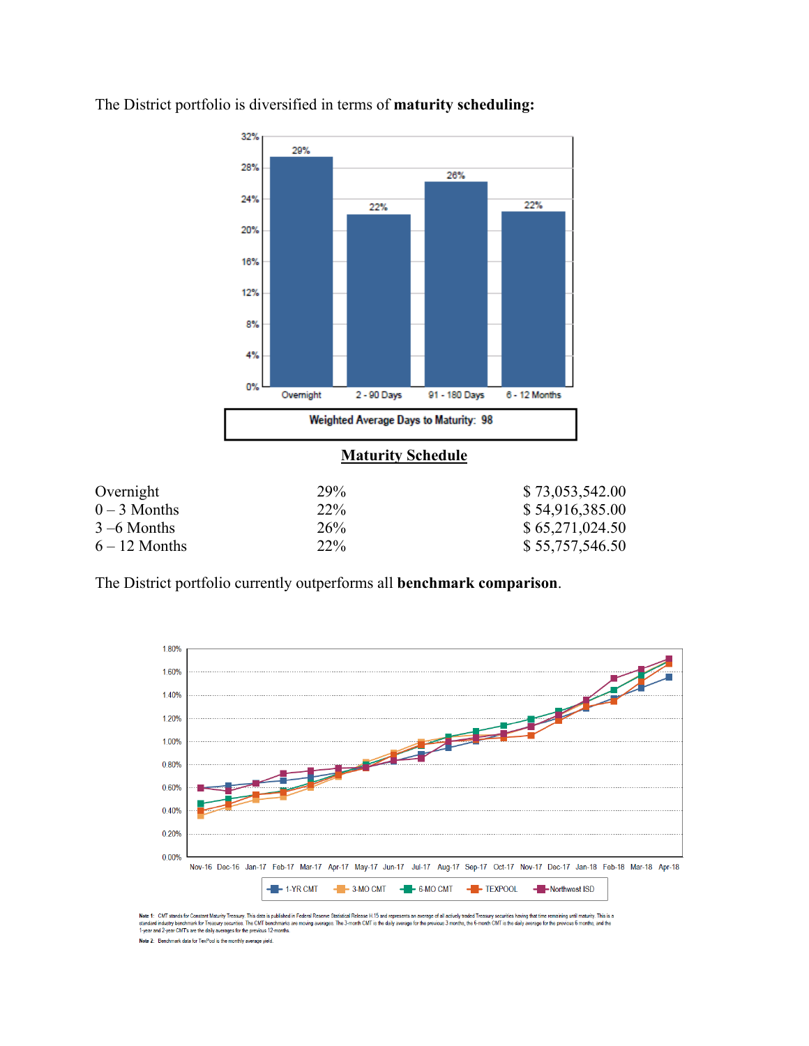The District portfolio is diversified in terms of **maturity scheduling:**

Weighted Average Days to Maturity: 98

**Maturity Schedule**

| | | |
|---|---|---|
| Overnight | 29% | $ 73,053,542.00 |
| 0 – 3 Months | 22% | $ 54,916,385.00 |
| 3 –6 Months | 26% | $ 65,271,024.50 |
| 6 – 12 Months | 22% | $ 55,757,546.50 |

The District portfolio currently outperforms all **benchmark comparison**.

Note 1: CMT stands for Constant Maturity Treasury. This data is published in Federal Reserve Statistical Release H.15 and represents an average of all actively traded Treasury securities having that time remaining until maturity. This is a standard industry benchmark for Treasury securities. The CMT benchmarks are moving averages. The 3-month CMT is the daily average for the previous 3 months, the 6-month CMT is the daily average for the previous 6 months, and the 1-year and 2-year CMT's are the daily averages for the previous 12-months.

Note 2: Benchmark data for TexPool is the monthly average yield.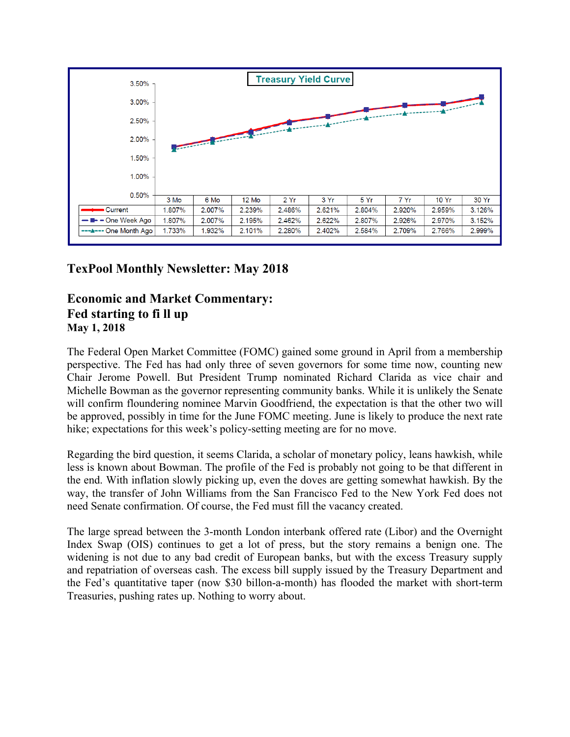**Treasury Yield Curve**

| | 3 Mo | 6 Mo | 12 Mo | 2 Yr | 3 Yr | 5 Yr | 7 Yr | 10 Yr | 30 Yr |
|---|---|---|---|---|---|---|---|---|---|
| Current | 1.807% | 2.007% | 2.239% | 2.486% | 2.621% | 2.804% | 2.920% | 2.959% | 3.126% |
| One Week Ago | 1.807% | 2.007% | 2.195% | 2.462% | 2.622% | 2.807% | 2.926% | 2.970% | 3.152% |
| One Month Ago | 1.733% | 1.932% | 2.101% | 2.280% | 2.402% | 2.584% | 2.709% | 2.766% | 2.999% |

## TexPool Monthly Newsletter: May 2018

## Economic and Market Commentary: Fed starting to fi ll up

**May 1, 2018**

The Federal Open Market Committee (FOMC) gained some ground in April from a membership perspective. The Fed has had only three of seven governors for some time now, counting new Chair Jerome Powell. But President Trump nominated Richard Clarida as vice chair and Michelle Bowman as the governor representing community banks. While it is unlikely the Senate will confirm floundering nominee Marvin Goodfriend, the expectation is that the other two will be approved, possibly in time for the June FOMC meeting. June is likely to produce the next rate hike; expectations for this week's policy-setting meeting are for no move.

Regarding the bird question, it seems Clarida, a scholar of monetary policy, leans hawkish, while less is known about Bowman. The profile of the Fed is probably not going to be that different in the end. With inflation slowly picking up, even the doves are getting somewhat hawkish. By the way, the transfer of John Williams from the San Francisco Fed to the New York Fed does not need Senate confirmation. Of course, the Fed must fill the vacancy created.

The large spread between the 3-month London interbank offered rate (Libor) and the Overnight Index Swap (OIS) continues to get a lot of press, but the story remains a benign one. The widening is not due to any bad credit of European banks, but with the excess Treasury supply and repatriation of overseas cash. The excess bill supply issued by the Treasury Department and the Fed's quantitative taper (now $30 billon-a-month) has flooded the market with short-term Treasuries, pushing rates up. Nothing to worry about.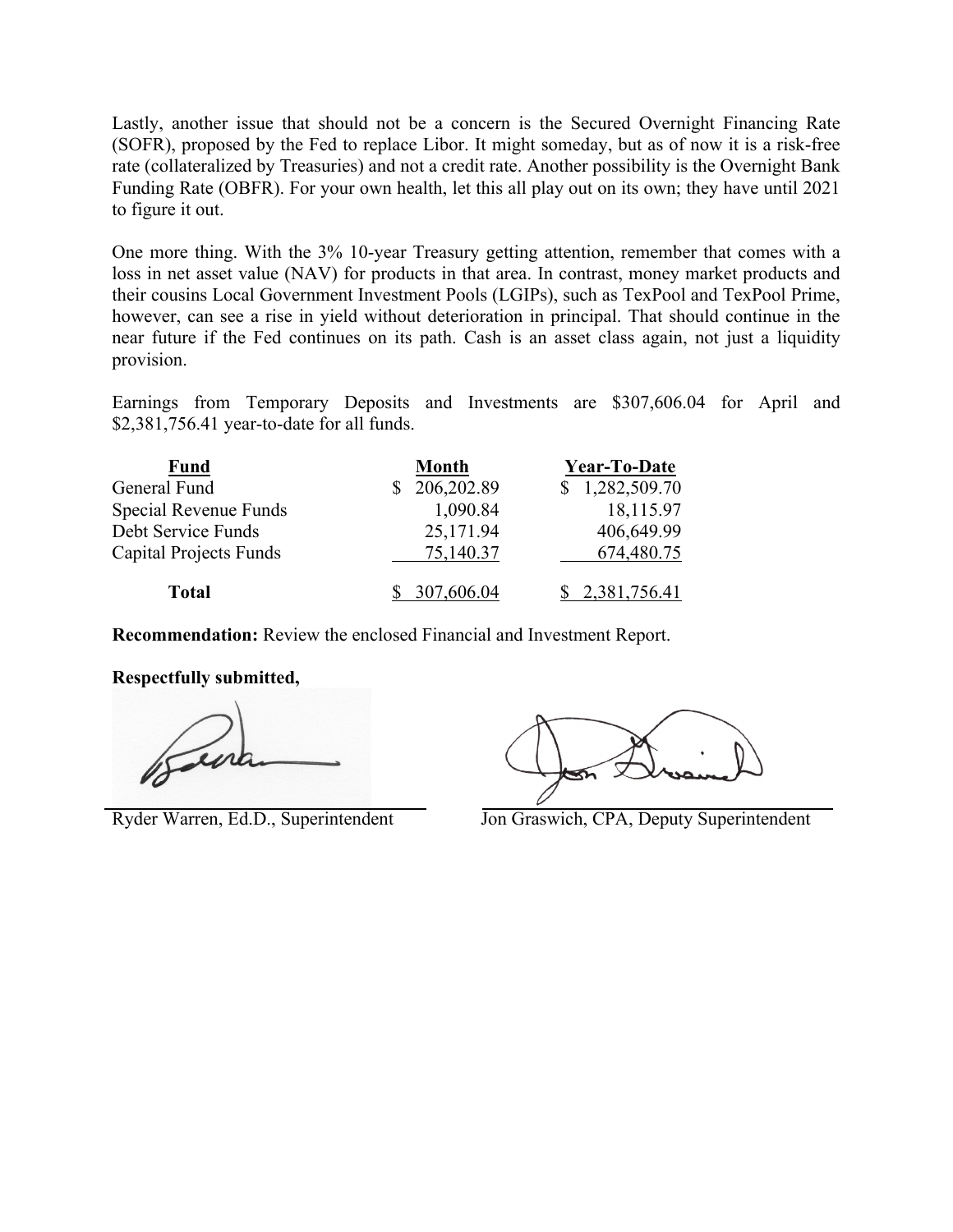Lastly, another issue that should not be a concern is the Secured Overnight Financing Rate (SOFR), proposed by the Fed to replace Libor. It might someday, but as of now it is a risk-free rate (collateralized by Treasuries) and not a credit rate. Another possibility is the Overnight Bank Funding Rate (OBFR). For your own health, let this all play out on its own; they have until 2021 to figure it out.

One more thing. With the 3% 10-year Treasury getting attention, remember that comes with a loss in net asset value (NAV) for products in that area. In contrast, money market products and their cousins Local Government Investment Pools (LGIPs), such as TexPool and TexPool Prime, however, can see a rise in yield without deterioration in principal. That should continue in the near future if the Fed continues on its path. Cash is an asset class again, not just a liquidity provision.

Earnings from Temporary Deposits and Investments are $307,606.04 for April and $2,381,756.41 year-to-date for all funds.

| Fund | Month | Year-To-Date |
|---|---|---|
| General Fund | $ 206,202.89 | $ 1,282,509.70 |
| Special Revenue Funds | 1,090.84 | 18,115.97 |
| Debt Service Funds | 25,171.94 | 406,649.99 |
| Capital Projects Funds | 75,140.37 | 674,480.75 |
| **Total** | $ 307,606.04 | $ 2,381,756.41 |

**Recommendation:** Review the enclosed Financial and Investment Report.

**Respectfully submitted,**

Ryder Warren, Ed.D., Superintendent

Jon Graswich, CPA, Deputy Superintendent